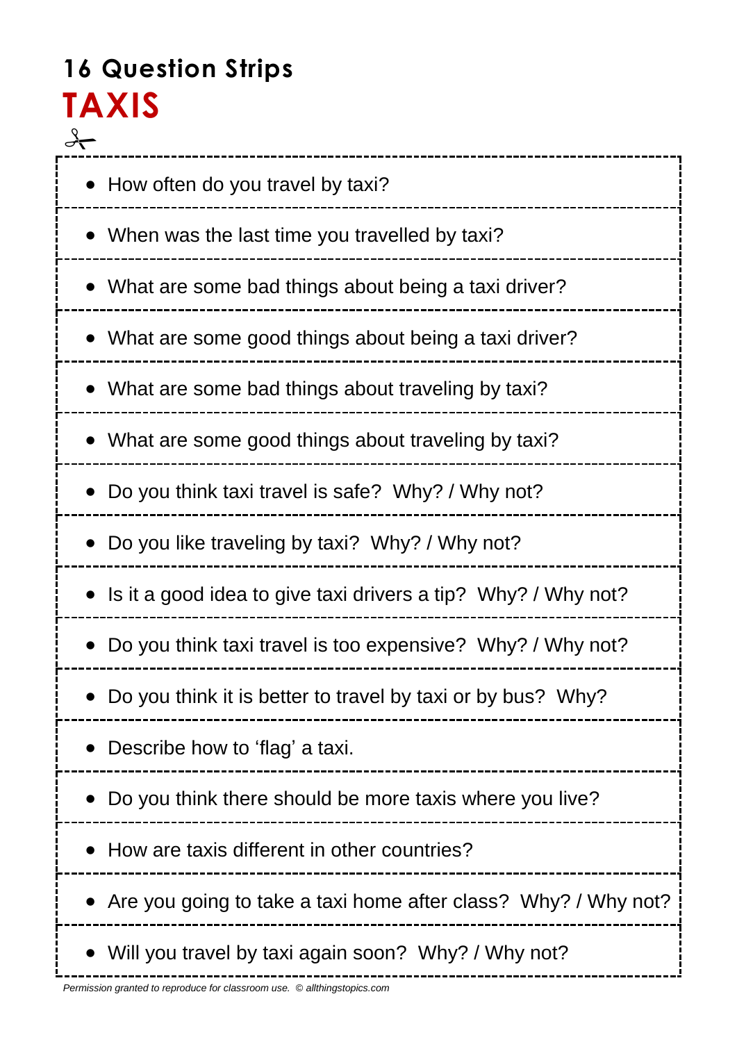# 16 Question Strips

## TAXIS

- How often do you travel by taxi?
- When was the last time you travelled by taxi?
- What are some bad things about being a taxi driver?
- What are some good things about being a taxi driver?
- What are some bad things about traveling by taxi?
- What are some good things about traveling by taxi?
- Do you think taxi travel is safe? Why? / Why not?
- Do you like traveling by taxi? Why? / Why not?
- Is it a good idea to give taxi drivers a tip? Why? / Why not?
- Do you think taxi travel is too expensive? Why? / Why not?
- Do you think it is better to travel by taxi or by bus? Why?
- Describe how to 'flag' a taxi.
- Do you think there should be more taxis where you live?
- How are taxis different in other countries?
- Are you going to take a taxi home after class? Why? / Why not?
- Will you travel by taxi again soon? Why? / Why not?

*Permission granted to reproduce for classroom use. © allthingstopics.com*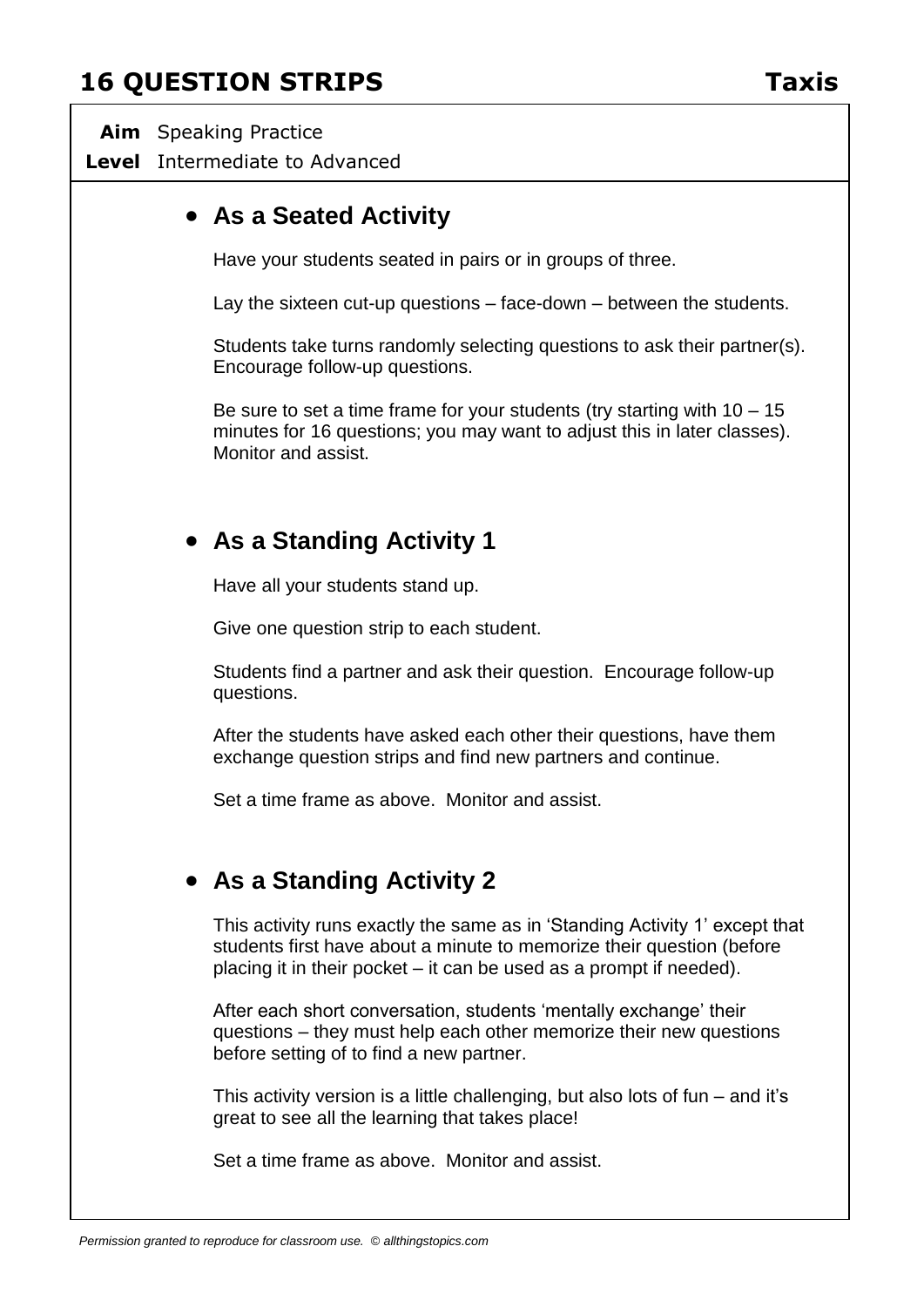# 16 QUESTION STRIPS — Taxis

**Aim** Speaking Practice
**Level** Intermediate to Advanced

## As a Seated Activity

Have your students seated in pairs or in groups of three.

Lay the sixteen cut-up questions – face-down – between the students.

Students take turns randomly selecting questions to ask their partner(s). Encourage follow-up questions.

Be sure to set a time frame for your students (try starting with 10 – 15 minutes for 16 questions; you may want to adjust this in later classes). Monitor and assist.

## As a Standing Activity 1

Have all your students stand up.

Give one question strip to each student.

Students find a partner and ask their question. Encourage follow-up questions.

After the students have asked each other their questions, have them exchange question strips and find new partners and continue.

Set a time frame as above. Monitor and assist.

## As a Standing Activity 2

This activity runs exactly the same as in 'Standing Activity 1' except that students first have about a minute to memorize their question (before placing it in their pocket – it can be used as a prompt if needed).

After each short conversation, students 'mentally exchange' their questions – they must help each other memorize their new questions before setting of to find a new partner.

This activity version is a little challenging, but also lots of fun – and it's great to see all the learning that takes place!

Set a time frame as above. Monitor and assist.

*Permission granted to reproduce for classroom use. © allthingstopics.com*